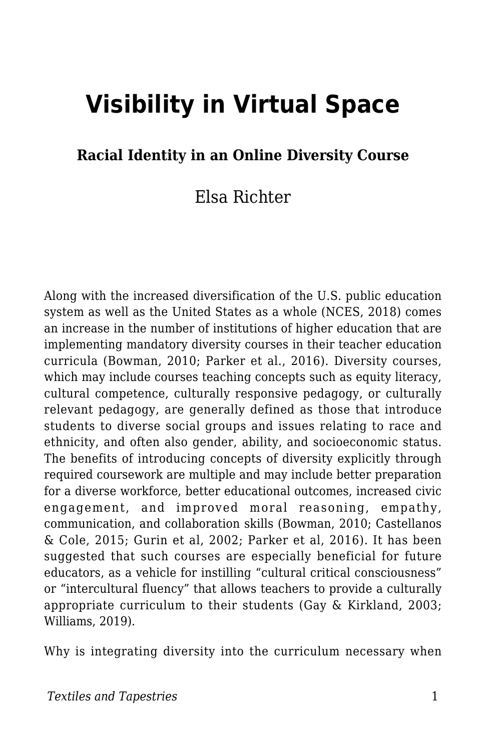# Visibility in Virtual Space

**Racial Identity in an Online Diversity Course**

Elsa Richter

Along with the increased diversification of the U.S. public education system as well as the United States as a whole (NCES, 2018) comes an increase in the number of institutions of higher education that are implementing mandatory diversity courses in their teacher education curricula (Bowman, 2010; Parker et al., 2016). Diversity courses, which may include courses teaching concepts such as equity literacy, cultural competence, culturally responsive pedagogy, or culturally relevant pedagogy, are generally defined as those that introduce students to diverse social groups and issues relating to race and ethnicity, and often also gender, ability, and socioeconomic status. The benefits of introducing concepts of diversity explicitly through required coursework are multiple and may include better preparation for a diverse workforce, better educational outcomes, increased civic engagement, and improved moral reasoning, empathy, communication, and collaboration skills (Bowman, 2010; Castellanos & Cole, 2015; Gurin et al, 2002; Parker et al, 2016). It has been suggested that such courses are especially beneficial for future educators, as a vehicle for instilling "cultural critical consciousness" or "intercultural fluency" that allows teachers to provide a culturally appropriate curriculum to their students (Gay & Kirkland, 2003; Williams, 2019).

Why is integrating diversity into the curriculum necessary when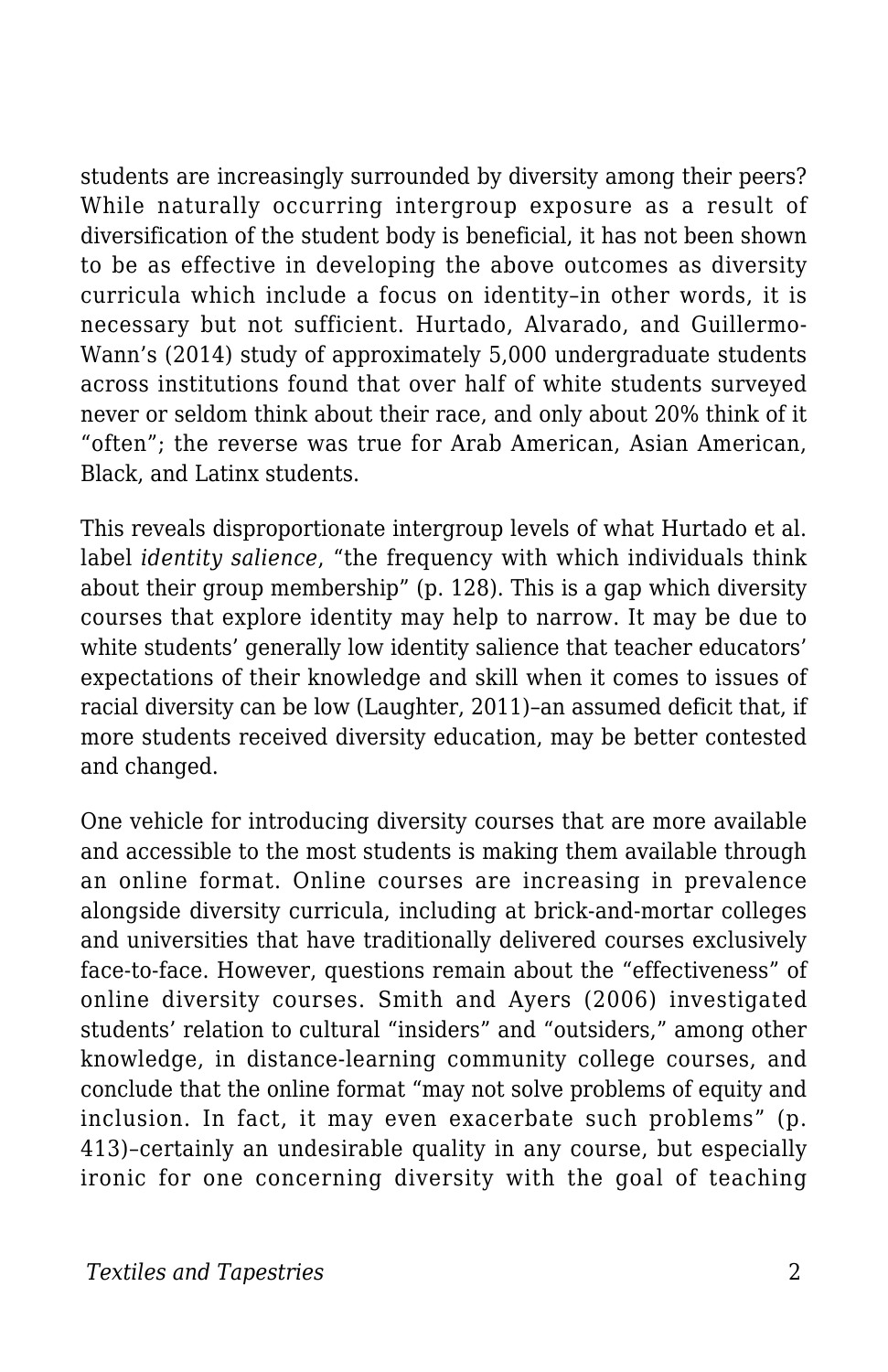students are increasingly surrounded by diversity among their peers? While naturally occurring intergroup exposure as a result of diversification of the student body is beneficial, it has not been shown to be as effective in developing the above outcomes as diversity curricula which include a focus on identity–in other words, it is necessary but not sufficient. Hurtado, Alvarado, and Guillermo-Wann's (2014) study of approximately 5,000 undergraduate students across institutions found that over half of white students surveyed never or seldom think about their race, and only about 20% think of it "often"; the reverse was true for Arab American, Asian American, Black, and Latinx students.

This reveals disproportionate intergroup levels of what Hurtado et al. label *identity salience*, "the frequency with which individuals think about their group membership" (p. 128). This is a gap which diversity courses that explore identity may help to narrow. It may be due to white students' generally low identity salience that teacher educators' expectations of their knowledge and skill when it comes to issues of racial diversity can be low (Laughter, 2011)–an assumed deficit that, if more students received diversity education, may be better contested and changed.

One vehicle for introducing diversity courses that are more available and accessible to the most students is making them available through an online format. Online courses are increasing in prevalence alongside diversity curricula, including at brick-and-mortar colleges and universities that have traditionally delivered courses exclusively face-to-face. However, questions remain about the "effectiveness" of online diversity courses. Smith and Ayers (2006) investigated students' relation to cultural "insiders" and "outsiders," among other knowledge, in distance-learning community college courses, and conclude that the online format "may not solve problems of equity and inclusion. In fact, it may even exacerbate such problems" (p. 413)–certainly an undesirable quality in any course, but especially ironic for one concerning diversity with the goal of teaching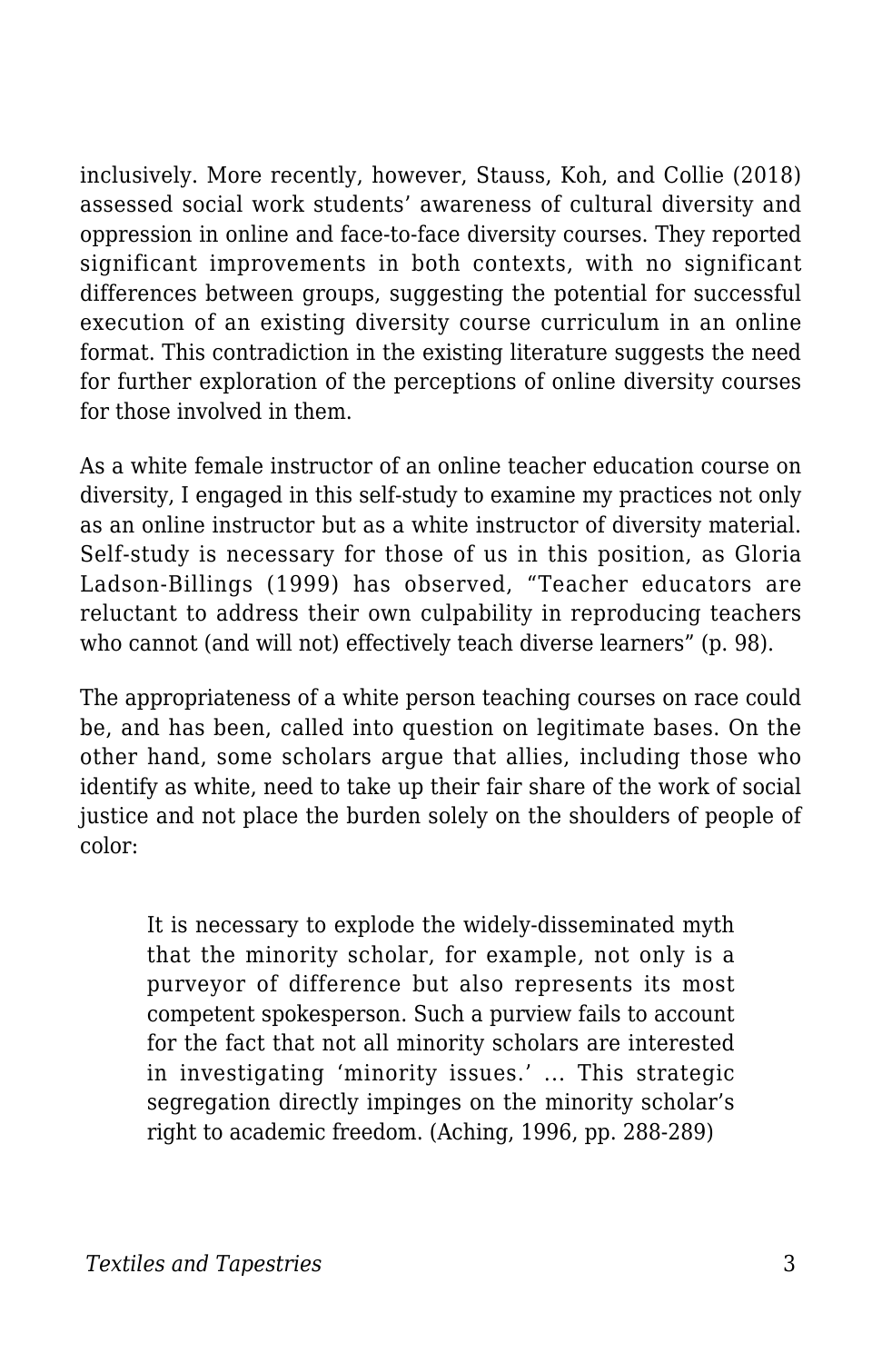inclusively. More recently, however, Stauss, Koh, and Collie (2018) assessed social work students' awareness of cultural diversity and oppression in online and face-to-face diversity courses. They reported significant improvements in both contexts, with no significant differences between groups, suggesting the potential for successful execution of an existing diversity course curriculum in an online format. This contradiction in the existing literature suggests the need for further exploration of the perceptions of online diversity courses for those involved in them.

As a white female instructor of an online teacher education course on diversity, I engaged in this self-study to examine my practices not only as an online instructor but as a white instructor of diversity material. Self-study is necessary for those of us in this position, as Gloria Ladson-Billings (1999) has observed, "Teacher educators are reluctant to address their own culpability in reproducing teachers who cannot (and will not) effectively teach diverse learners" (p. 98).

The appropriateness of a white person teaching courses on race could be, and has been, called into question on legitimate bases. On the other hand, some scholars argue that allies, including those who identify as white, need to take up their fair share of the work of social justice and not place the burden solely on the shoulders of people of color:

> It is necessary to explode the widely-disseminated myth that the minority scholar, for example, not only is a purveyor of difference but also represents its most competent spokesperson. Such a purview fails to account for the fact that not all minority scholars are interested in investigating 'minority issues.' … This strategic segregation directly impinges on the minority scholar's right to academic freedom. (Aching, 1996, pp. 288-289)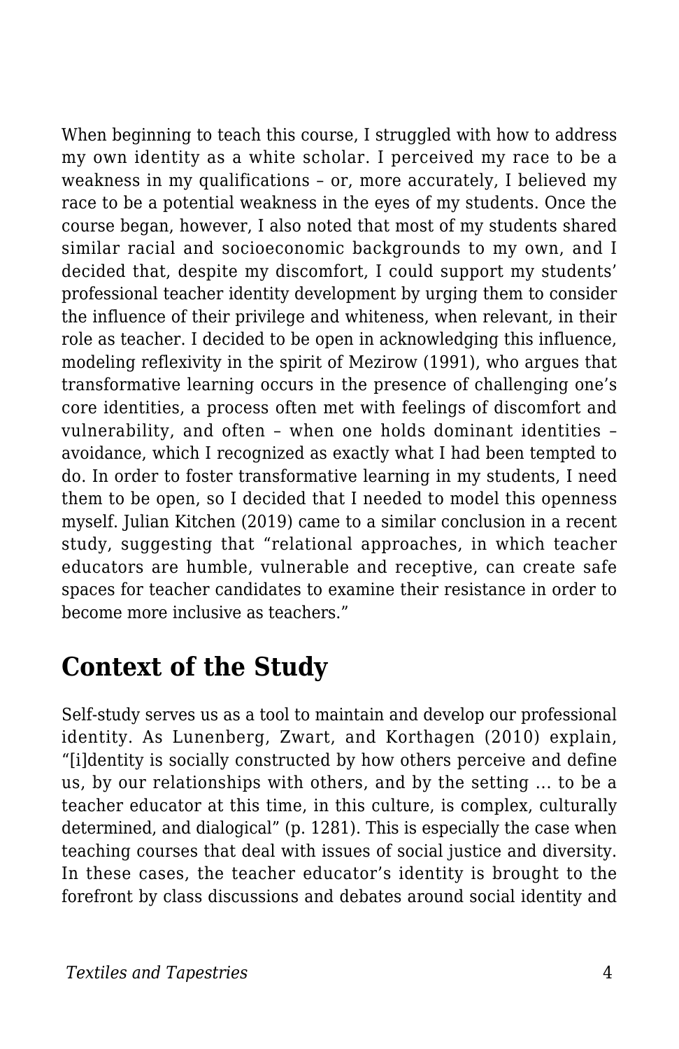When beginning to teach this course, I struggled with how to address my own identity as a white scholar. I perceived my race to be a weakness in my qualifications – or, more accurately, I believed my race to be a potential weakness in the eyes of my students. Once the course began, however, I also noted that most of my students shared similar racial and socioeconomic backgrounds to my own, and I decided that, despite my discomfort, I could support my students' professional teacher identity development by urging them to consider the influence of their privilege and whiteness, when relevant, in their role as teacher. I decided to be open in acknowledging this influence, modeling reflexivity in the spirit of Mezirow (1991), who argues that transformative learning occurs in the presence of challenging one's core identities, a process often met with feelings of discomfort and vulnerability, and often – when one holds dominant identities – avoidance, which I recognized as exactly what I had been tempted to do. In order to foster transformative learning in my students, I need them to be open, so I decided that I needed to model this openness myself. Julian Kitchen (2019) came to a similar conclusion in a recent study, suggesting that "relational approaches, in which teacher educators are humble, vulnerable and receptive, can create safe spaces for teacher candidates to examine their resistance in order to become more inclusive as teachers."

## Context of the Study

Self-study serves us as a tool to maintain and develop our professional identity. As Lunenberg, Zwart, and Korthagen (2010) explain, "[i]dentity is socially constructed by how others perceive and define us, by our relationships with others, and by the setting … to be a teacher educator at this time, in this culture, is complex, culturally determined, and dialogical" (p. 1281). This is especially the case when teaching courses that deal with issues of social justice and diversity. In these cases, the teacher educator's identity is brought to the forefront by class discussions and debates around social identity and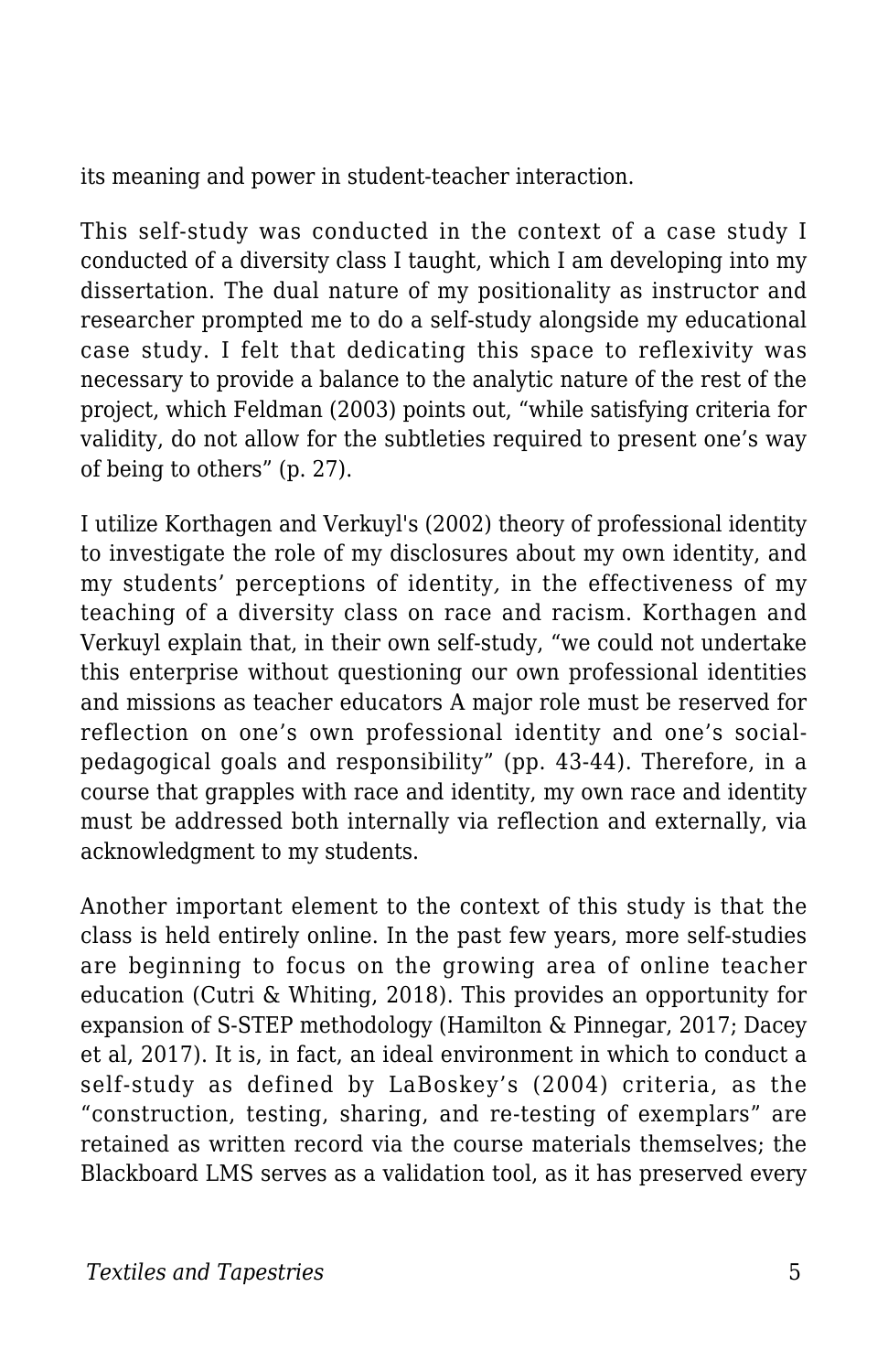its meaning and power in student-teacher interaction.

This self-study was conducted in the context of a case study I conducted of a diversity class I taught, which I am developing into my dissertation. The dual nature of my positionality as instructor and researcher prompted me to do a self-study alongside my educational case study. I felt that dedicating this space to reflexivity was necessary to provide a balance to the analytic nature of the rest of the project, which Feldman (2003) points out, "while satisfying criteria for validity, do not allow for the subtleties required to present one's way of being to others" (p. 27).

I utilize Korthagen and Verkuyl's (2002) theory of professional identity to investigate the role of my disclosures about my own identity, and my students' perceptions of identity*,* in the effectiveness of my teaching of a diversity class on race and racism. Korthagen and Verkuyl explain that, in their own self-study, "we could not undertake this enterprise without questioning our own professional identities and missions as teacher educators A major role must be reserved for reflection on one's own professional identity and one's social-pedagogical goals and responsibility" (pp. 43-44). Therefore, in a course that grapples with race and identity, my own race and identity must be addressed both internally via reflection and externally, via acknowledgment to my students.

Another important element to the context of this study is that the class is held entirely online. In the past few years, more self-studies are beginning to focus on the growing area of online teacher education (Cutri & Whiting, 2018). This provides an opportunity for expansion of S-STEP methodology (Hamilton & Pinnegar, 2017; Dacey et al, 2017). It is, in fact, an ideal environment in which to conduct a self-study as defined by LaBoskey's (2004) criteria, as the "construction, testing, sharing, and re-testing of exemplars" are retained as written record via the course materials themselves; the Blackboard LMS serves as a validation tool, as it has preserved every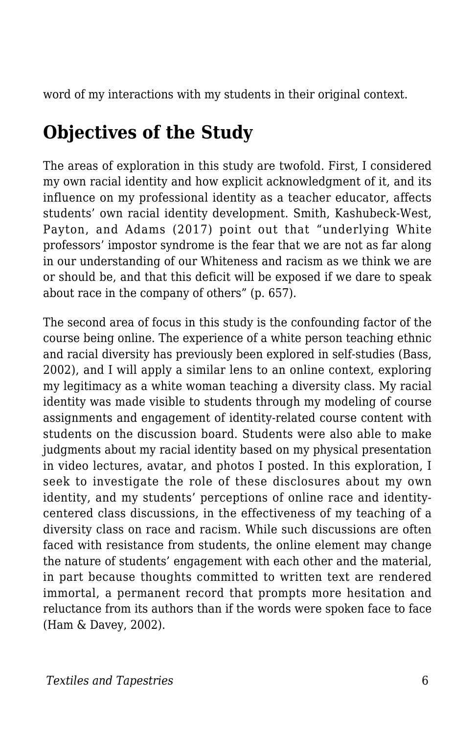word of my interactions with my students in their original context.

## Objectives of the Study

The areas of exploration in this study are twofold. First, I considered my own racial identity and how explicit acknowledgment of it, and its influence on my professional identity as a teacher educator, affects students' own racial identity development. Smith, Kashubeck-West, Payton, and Adams (2017) point out that "underlying White professors' impostor syndrome is the fear that we are not as far along in our understanding of our Whiteness and racism as we think we are or should be, and that this deficit will be exposed if we dare to speak about race in the company of others" (p. 657).

The second area of focus in this study is the confounding factor of the course being online. The experience of a white person teaching ethnic and racial diversity has previously been explored in self-studies (Bass, 2002), and I will apply a similar lens to an online context, exploring my legitimacy as a white woman teaching a diversity class. My racial identity was made visible to students through my modeling of course assignments and engagement of identity-related course content with students on the discussion board. Students were also able to make judgments about my racial identity based on my physical presentation in video lectures, avatar, and photos I posted. In this exploration, I seek to investigate the role of these disclosures about my own identity, and my students' perceptions of online race and identity-centered class discussions, in the effectiveness of my teaching of a diversity class on race and racism. While such discussions are often faced with resistance from students, the online element may change the nature of students' engagement with each other and the material, in part because thoughts committed to written text are rendered immortal, a permanent record that prompts more hesitation and reluctance from its authors than if the words were spoken face to face (Ham & Davey, 2002).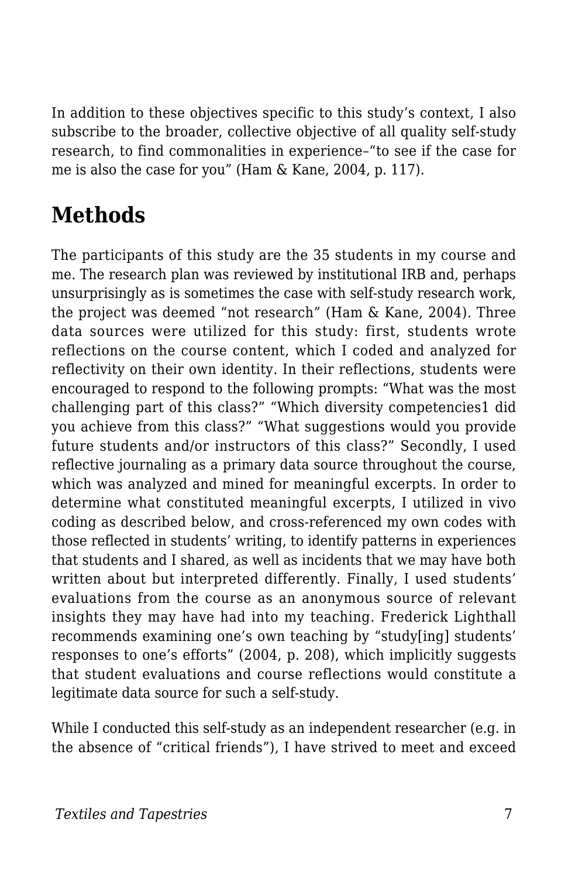In addition to these objectives specific to this study's context, I also subscribe to the broader, collective objective of all quality self-study research, to find commonalities in experience–"to see if the case for me is also the case for you" (Ham & Kane, 2004, p. 117).

## Methods

The participants of this study are the 35 students in my course and me. The research plan was reviewed by institutional IRB and, perhaps unsurprisingly as is sometimes the case with self-study research work, the project was deemed "not research" (Ham & Kane, 2004). Three data sources were utilized for this study: first, students wrote reflections on the course content, which I coded and analyzed for reflectivity on their own identity. In their reflections, students were encouraged to respond to the following prompts: "What was the most challenging part of this class?" "Which diversity competencies1 did you achieve from this class?" "What suggestions would you provide future students and/or instructors of this class?" Secondly, I used reflective journaling as a primary data source throughout the course, which was analyzed and mined for meaningful excerpts. In order to determine what constituted meaningful excerpts, I utilized in vivo coding as described below, and cross-referenced my own codes with those reflected in students' writing, to identify patterns in experiences that students and I shared, as well as incidents that we may have both written about but interpreted differently. Finally, I used students' evaluations from the course as an anonymous source of relevant insights they may have had into my teaching. Frederick Lighthall recommends examining one's own teaching by "study[ing] students' responses to one's efforts" (2004, p. 208), which implicitly suggests that student evaluations and course reflections would constitute a legitimate data source for such a self-study.

While I conducted this self-study as an independent researcher (e.g. in the absence of "critical friends"), I have strived to meet and exceed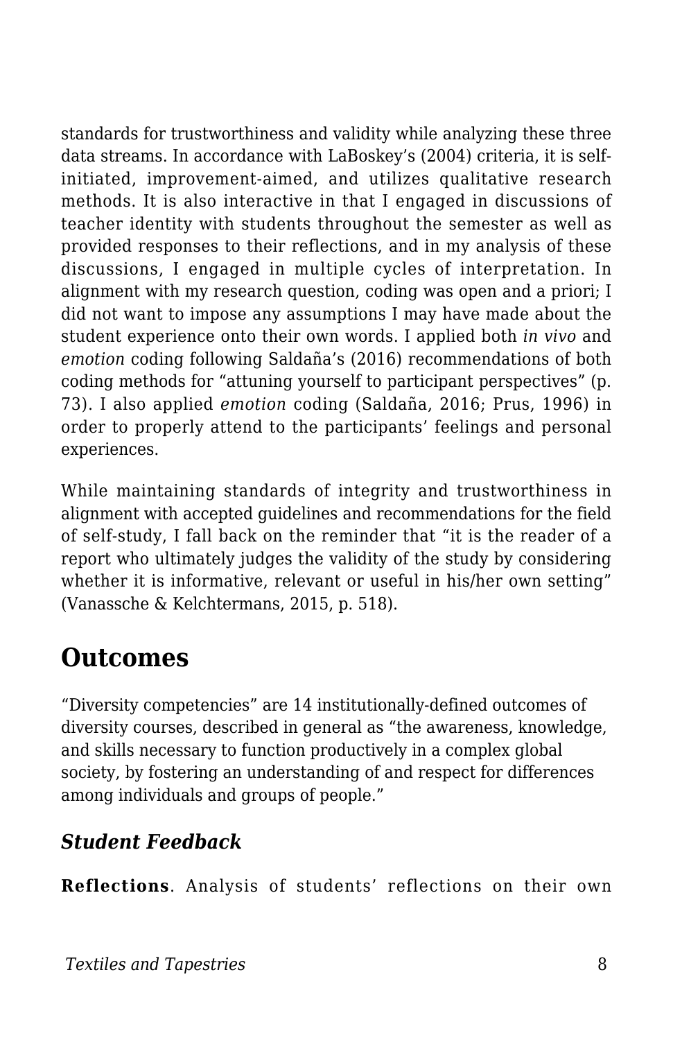standards for trustworthiness and validity while analyzing these three data streams. In accordance with LaBoskey's (2004) criteria, it is self-initiated, improvement-aimed, and utilizes qualitative research methods. It is also interactive in that I engaged in discussions of teacher identity with students throughout the semester as well as provided responses to their reflections, and in my analysis of these discussions, I engaged in multiple cycles of interpretation. In alignment with my research question, coding was open and a priori; I did not want to impose any assumptions I may have made about the student experience onto their own words. I applied both *in vivo* and *emotion* coding following Saldaña's (2016) recommendations of both coding methods for "attuning yourself to participant perspectives" (p. 73). I also applied *emotion* coding (Saldaña, 2016; Prus, 1996) in order to properly attend to the participants' feelings and personal experiences.

While maintaining standards of integrity and trustworthiness in alignment with accepted guidelines and recommendations for the field of self-study, I fall back on the reminder that "it is the reader of a report who ultimately judges the validity of the study by considering whether it is informative, relevant or useful in his/her own setting" (Vanassche & Kelchtermans, 2015, p. 518).

## Outcomes

"Diversity competencies" are 14 institutionally-defined outcomes of diversity courses, described in general as "the awareness, knowledge, and skills necessary to function productively in a complex global society, by fostering an understanding of and respect for differences among individuals and groups of people."

### *Student Feedback*

**Reflections**. Analysis of students' reflections on their own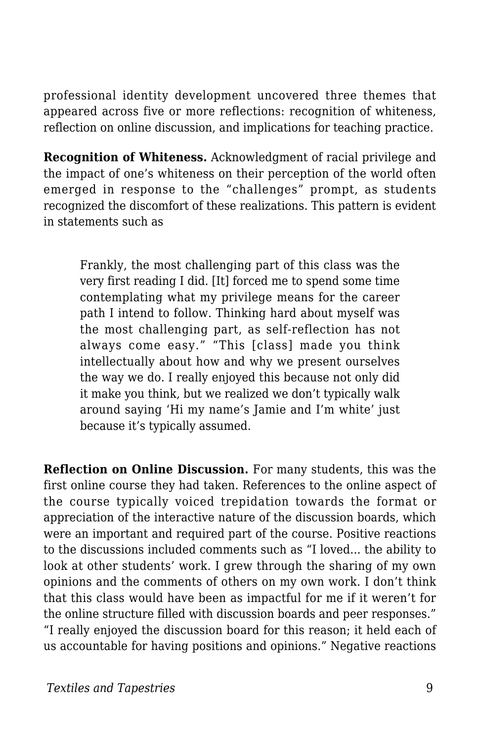professional identity development uncovered three themes that appeared across five or more reflections: recognition of whiteness, reflection on online discussion, and implications for teaching practice.

**Recognition of Whiteness.** Acknowledgment of racial privilege and the impact of one's whiteness on their perception of the world often emerged in response to the "challenges" prompt, as students recognized the discomfort of these realizations. This pattern is evident in statements such as

> Frankly, the most challenging part of this class was the very first reading I did. [It] forced me to spend some time contemplating what my privilege means for the career path I intend to follow. Thinking hard about myself was the most challenging part, as self-reflection has not always come easy." "This [class] made you think intellectually about how and why we present ourselves the way we do. I really enjoyed this because not only did it make you think, but we realized we don't typically walk around saying 'Hi my name's Jamie and I'm white' just because it's typically assumed.

**Reflection on Online Discussion.** For many students, this was the first online course they had taken. References to the online aspect of the course typically voiced trepidation towards the format or appreciation of the interactive nature of the discussion boards, which were an important and required part of the course. Positive reactions to the discussions included comments such as "I loved... the ability to look at other students' work. I grew through the sharing of my own opinions and the comments of others on my own work. I don't think that this class would have been as impactful for me if it weren't for the online structure filled with discussion boards and peer responses." "I really enjoyed the discussion board for this reason; it held each of us accountable for having positions and opinions." Negative reactions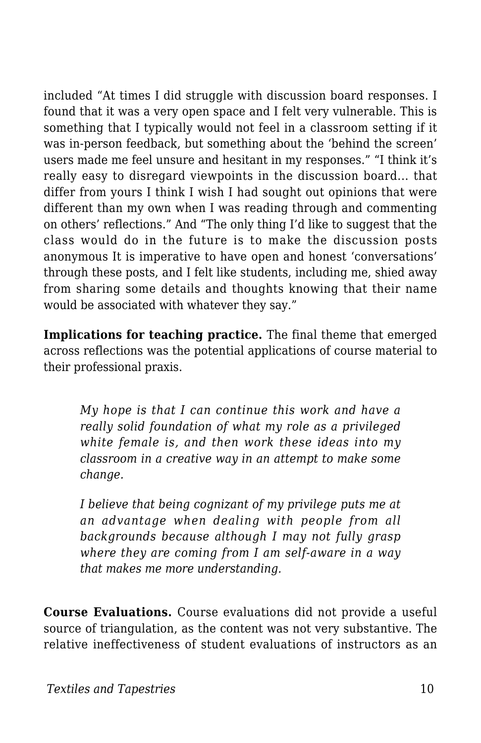included "At times I did struggle with discussion board responses. I found that it was a very open space and I felt very vulnerable. This is something that I typically would not feel in a classroom setting if it was in-person feedback, but something about the 'behind the screen' users made me feel unsure and hesitant in my responses." "I think it's really easy to disregard viewpoints in the discussion board… that differ from yours I think I wish I had sought out opinions that were different than my own when I was reading through and commenting on others' reflections." And "The only thing I'd like to suggest that the class would do in the future is to make the discussion posts anonymous It is imperative to have open and honest 'conversations' through these posts, and I felt like students, including me, shied away from sharing some details and thoughts knowing that their name would be associated with whatever they say."

**Implications for teaching practice.** The final theme that emerged across reflections was the potential applications of course material to their professional praxis.

> *My hope is that I can continue this work and have a really solid foundation of what my role as a privileged white female is, and then work these ideas into my classroom in a creative way in an attempt to make some change.*
>
> *I believe that being cognizant of my privilege puts me at an advantage when dealing with people from all backgrounds because although I may not fully grasp where they are coming from I am self-aware in a way that makes me more understanding.*

**Course Evaluations.** Course evaluations did not provide a useful source of triangulation, as the content was not very substantive. The relative ineffectiveness of student evaluations of instructors as an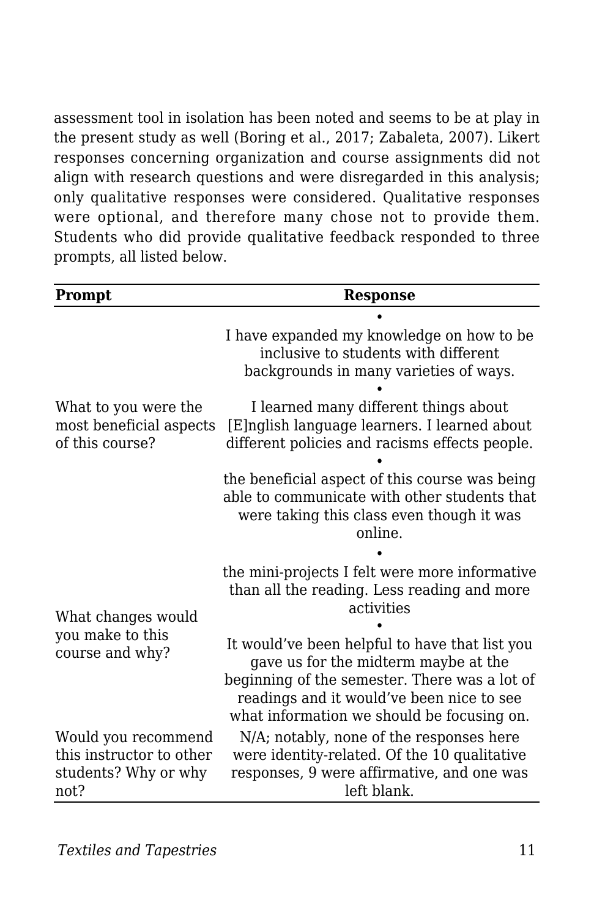assessment tool in isolation has been noted and seems to be at play in the present study as well (Boring et al., 2017; Zabaleta, 2007). Likert responses concerning organization and course assignments did not align with research questions and were disregarded in this analysis; only qualitative responses were considered. Qualitative responses were optional, and therefore many chose not to provide them. Students who did provide qualitative feedback responded to three prompts, all listed below.

| Prompt | Response |
| --- | --- |
| What to you were the most beneficial aspects of this course? | • I have expanded my knowledge on how to be inclusive to students with different backgrounds in many varieties of ways.<br>• I learned many different things about [E]nglish language learners. I learned about different policies and racisms effects people.<br>• the beneficial aspect of this course was being able to communicate with other students that were taking this class even though it was online. |
| What changes would you make to this course and why? | • the mini-projects I felt were more informative than all the reading. Less reading and more activities<br>• It would've been helpful to have that list you gave us for the midterm maybe at the beginning of the semester. There was a lot of readings and it would've been nice to see what information we should be focusing on. |
| Would you recommend this instructor to other students? Why or why not? | N/A; notably, none of the responses here were identity-related. Of the 10 qualitative responses, 9 were affirmative, and one was left blank. |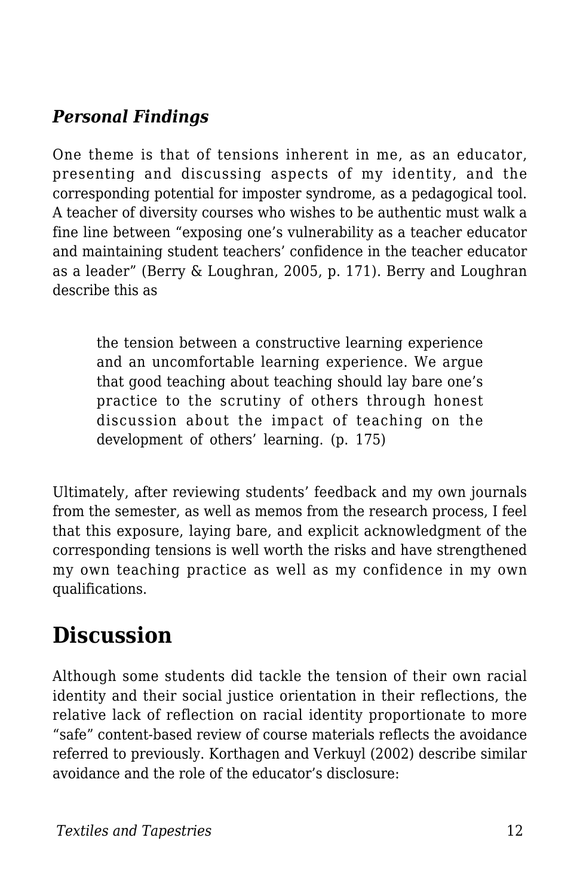### *Personal Findings*

One theme is that of tensions inherent in me, as an educator, presenting and discussing aspects of my identity, and the corresponding potential for imposter syndrome, as a pedagogical tool. A teacher of diversity courses who wishes to be authentic must walk a fine line between "exposing one's vulnerability as a teacher educator and maintaining student teachers' confidence in the teacher educator as a leader" (Berry & Loughran, 2005, p. 171). Berry and Loughran describe this as

> the tension between a constructive learning experience and an uncomfortable learning experience. We argue that good teaching about teaching should lay bare one's practice to the scrutiny of others through honest discussion about the impact of teaching on the development of others' learning. (p. 175)

Ultimately, after reviewing students' feedback and my own journals from the semester, as well as memos from the research process, I feel that this exposure, laying bare, and explicit acknowledgment of the corresponding tensions is well worth the risks and have strengthened my own teaching practice as well as my confidence in my own qualifications.

## Discussion

Although some students did tackle the tension of their own racial identity and their social justice orientation in their reflections, the relative lack of reflection on racial identity proportionate to more "safe" content-based review of course materials reflects the avoidance referred to previously. Korthagen and Verkuyl (2002) describe similar avoidance and the role of the educator's disclosure: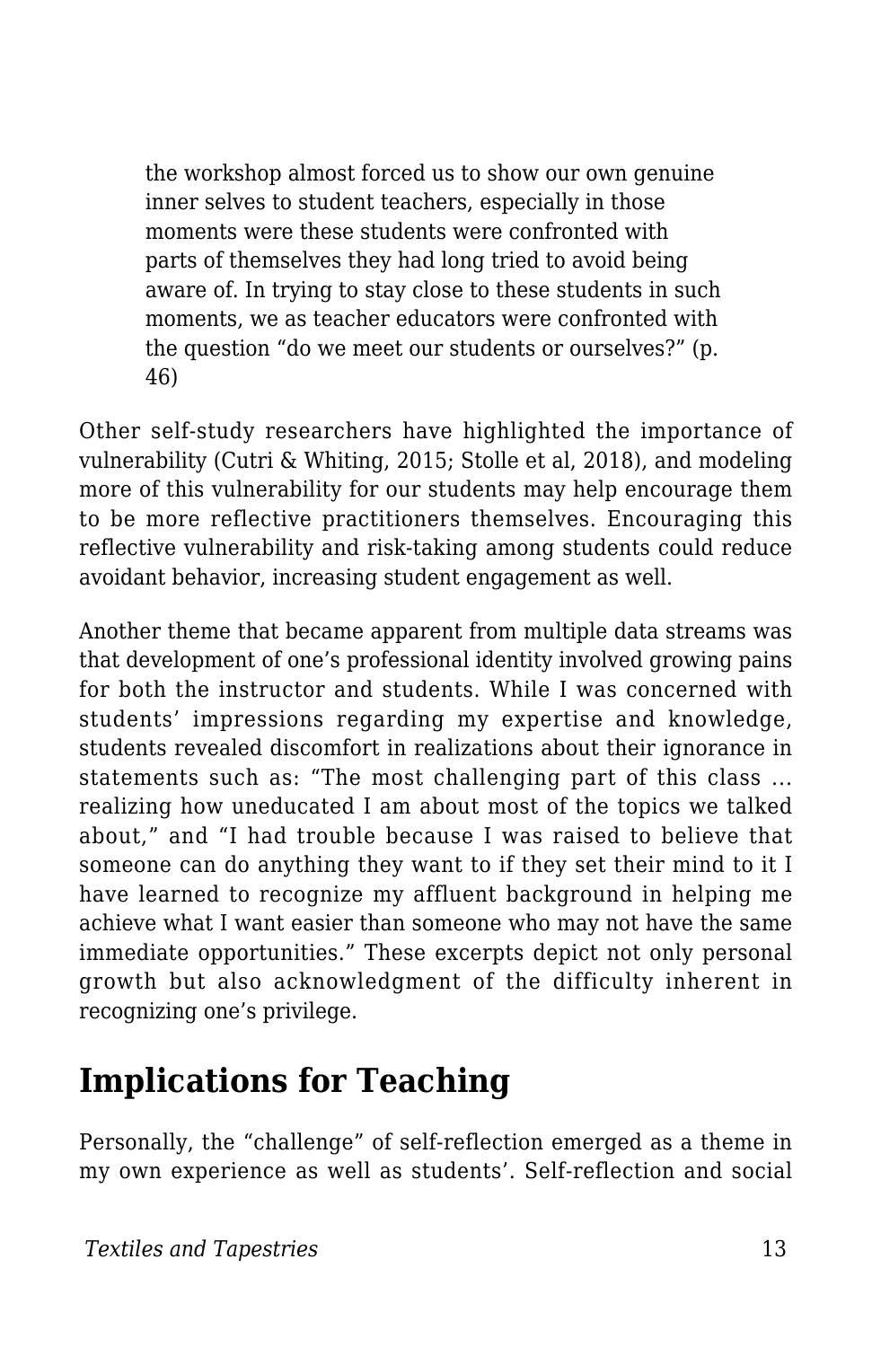> the workshop almost forced us to show our own genuine inner selves to student teachers, especially in those moments were these students were confronted with parts of themselves they had long tried to avoid being aware of. In trying to stay close to these students in such moments, we as teacher educators were confronted with the question “do we meet our students or ourselves?” (p. 46)

Other self-study researchers have highlighted the importance of vulnerability (Cutri & Whiting, 2015; Stolle et al, 2018), and modeling more of this vulnerability for our students may help encourage them to be more reflective practitioners themselves. Encouraging this reflective vulnerability and risk-taking among students could reduce avoidant behavior, increasing student engagement as well.

Another theme that became apparent from multiple data streams was that development of one’s professional identity involved growing pains for both the instructor and students. While I was concerned with students’ impressions regarding my expertise and knowledge, students revealed discomfort in realizations about their ignorance in statements such as: “The most challenging part of this class … realizing how uneducated I am about most of the topics we talked about,” and “I had trouble because I was raised to believe that someone can do anything they want to if they set their mind to it I have learned to recognize my affluent background in helping me achieve what I want easier than someone who may not have the same immediate opportunities.” These excerpts depict not only personal growth but also acknowledgment of the difficulty inherent in recognizing one’s privilege.

## Implications for Teaching

Personally, the “challenge” of self-reflection emerged as a theme in my own experience as well as students’. Self-reflection and social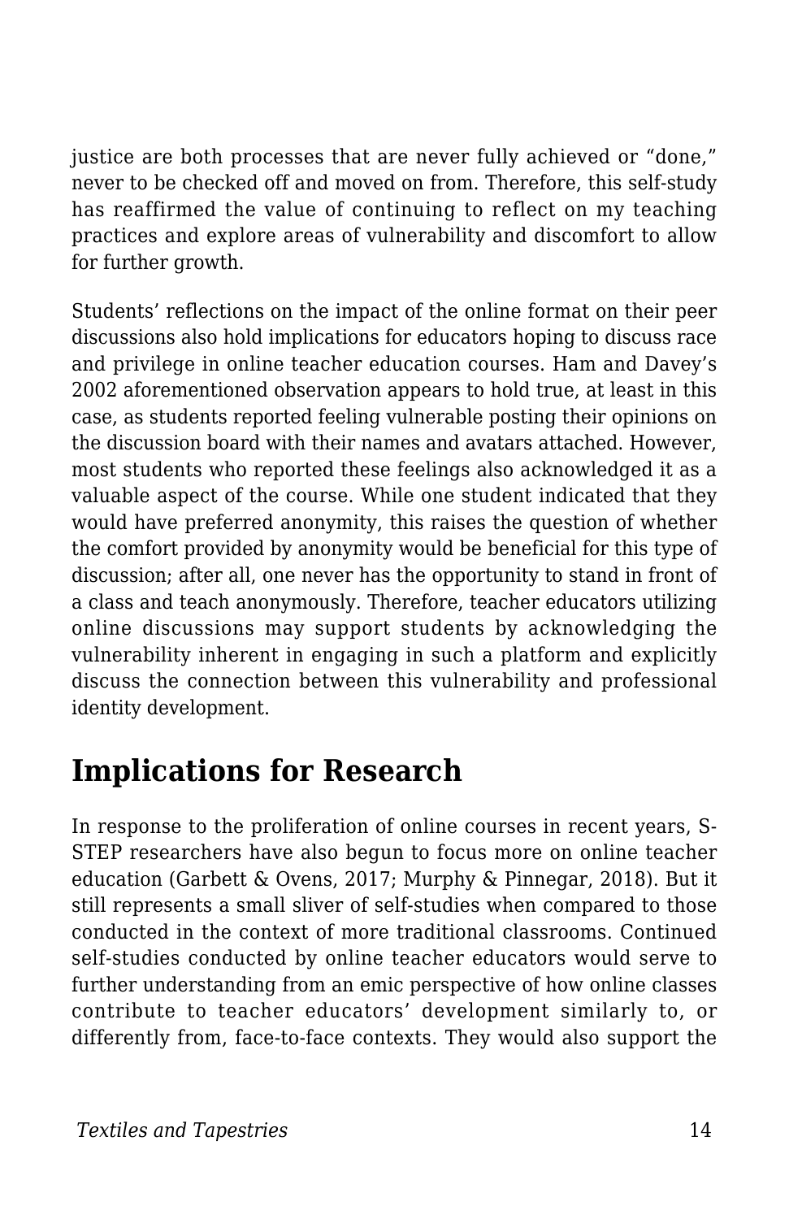justice are both processes that are never fully achieved or "done," never to be checked off and moved on from. Therefore, this self-study has reaffirmed the value of continuing to reflect on my teaching practices and explore areas of vulnerability and discomfort to allow for further growth.

Students' reflections on the impact of the online format on their peer discussions also hold implications for educators hoping to discuss race and privilege in online teacher education courses. Ham and Davey's 2002 aforementioned observation appears to hold true, at least in this case, as students reported feeling vulnerable posting their opinions on the discussion board with their names and avatars attached. However, most students who reported these feelings also acknowledged it as a valuable aspect of the course. While one student indicated that they would have preferred anonymity, this raises the question of whether the comfort provided by anonymity would be beneficial for this type of discussion; after all, one never has the opportunity to stand in front of a class and teach anonymously. Therefore, teacher educators utilizing online discussions may support students by acknowledging the vulnerability inherent in engaging in such a platform and explicitly discuss the connection between this vulnerability and professional identity development.

## Implications for Research

In response to the proliferation of online courses in recent years, S-STEP researchers have also begun to focus more on online teacher education (Garbett & Ovens, 2017; Murphy & Pinnegar, 2018). But it still represents a small sliver of self-studies when compared to those conducted in the context of more traditional classrooms. Continued self-studies conducted by online teacher educators would serve to further understanding from an emic perspective of how online classes contribute to teacher educators' development similarly to, or differently from, face-to-face contexts. They would also support the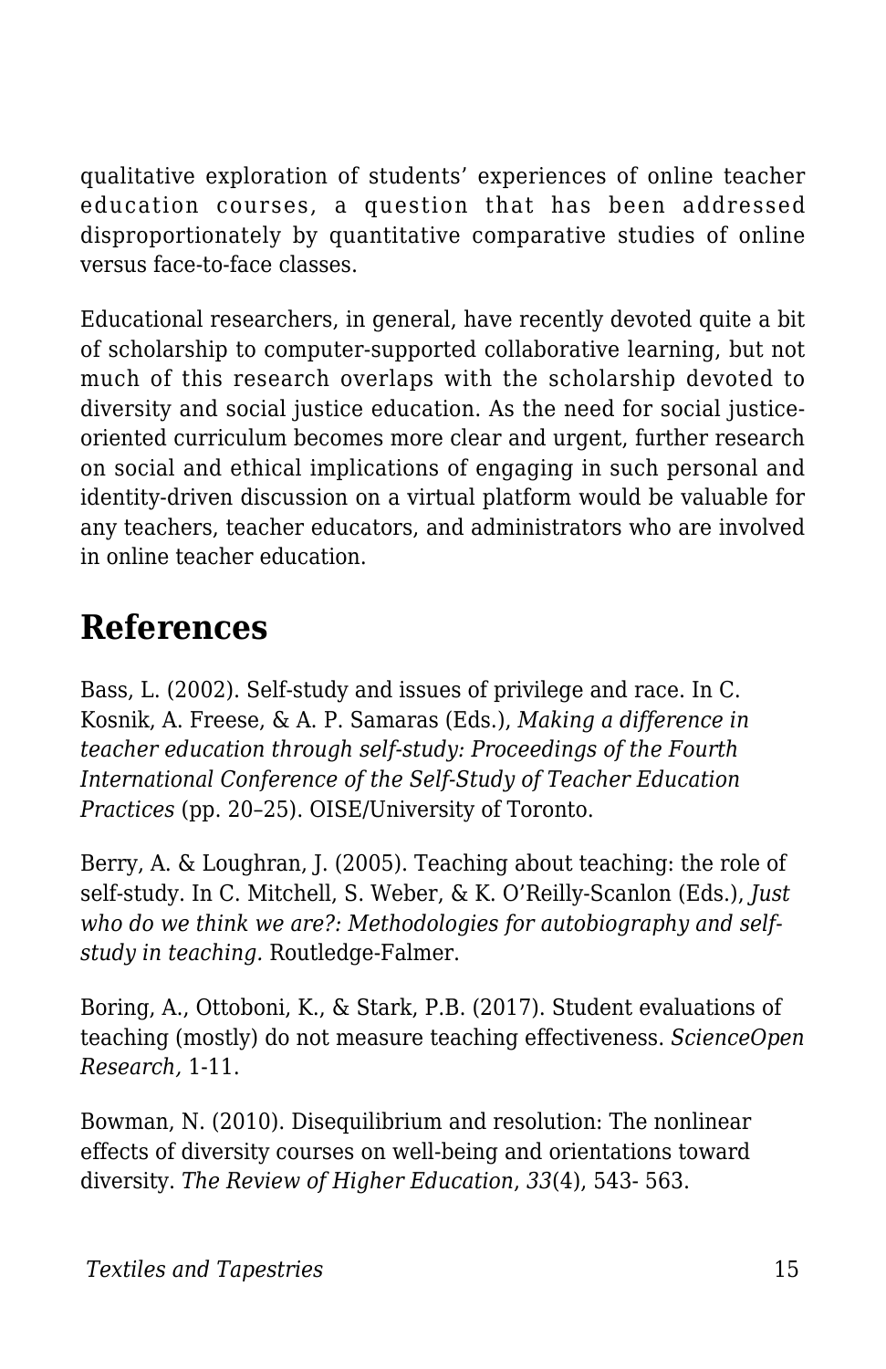qualitative exploration of students' experiences of online teacher education courses, a question that has been addressed disproportionately by quantitative comparative studies of online versus face-to-face classes.

Educational researchers, in general, have recently devoted quite a bit of scholarship to computer-supported collaborative learning, but not much of this research overlaps with the scholarship devoted to diversity and social justice education. As the need for social justice-oriented curriculum becomes more clear and urgent, further research on social and ethical implications of engaging in such personal and identity-driven discussion on a virtual platform would be valuable for any teachers, teacher educators, and administrators who are involved in online teacher education.

## References

Bass, L. (2002). Self-study and issues of privilege and race. In C. Kosnik, A. Freese, & A. P. Samaras (Eds.), *Making a difference in teacher education through self-study: Proceedings of the Fourth International Conference of the Self-Study of Teacher Education Practices* (pp. 20–25). OISE/University of Toronto.

Berry, A. & Loughran, J. (2005). Teaching about teaching: the role of self-study. In C. Mitchell, S. Weber, & K. O'Reilly-Scanlon (Eds.), *Just who do we think we are?: Methodologies for autobiography and self-study in teaching.* Routledge-Falmer.

Boring, A., Ottoboni, K., & Stark, P.B. (2017). Student evaluations of teaching (mostly) do not measure teaching effectiveness. *ScienceOpen Research,* 1-11.

Bowman, N. (2010). Disequilibrium and resolution: The nonlinear effects of diversity courses on well-being and orientations toward diversity. *The Review of Higher Education*, *33*(4), 543- 563.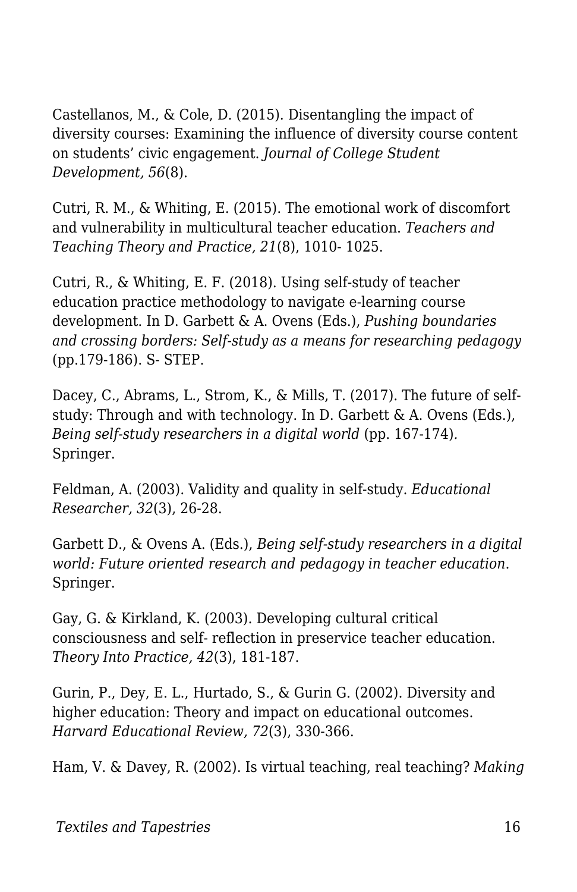Castellanos, M., & Cole, D. (2015). Disentangling the impact of diversity courses: Examining the influence of diversity course content on students' civic engagement. *Journal of College Student Development, 56*(8).

Cutri, R. M., & Whiting, E. (2015). The emotional work of discomfort and vulnerability in multicultural teacher education. *Teachers and Teaching Theory and Practice, 21*(8), 1010- 1025.

Cutri, R., & Whiting, E. F. (2018). Using self-study of teacher education practice methodology to navigate e-learning course development. In D. Garbett & A. Ovens (Eds.), *Pushing boundaries and crossing borders: Self-study as a means for researching pedagogy* (pp.179-186). S- STEP.

Dacey, C., Abrams, L., Strom, K., & Mills, T. (2017). The future of self-study: Through and with technology. In D. Garbett & A. Ovens (Eds.), *Being self-study researchers in a digital world* (pp. 167-174). Springer.

Feldman, A. (2003). Validity and quality in self-study. *Educational Researcher, 32*(3), 26-28.

Garbett D., & Ovens A. (Eds.), *Being self-study researchers in a digital world: Future oriented research and pedagogy in teacher education*. Springer.

Gay, G. & Kirkland, K. (2003). Developing cultural critical consciousness and self- reflection in preservice teacher education. *Theory Into Practice, 42*(3), 181-187.

Gurin, P., Dey, E. L., Hurtado, S., & Gurin G. (2002). Diversity and higher education: Theory and impact on educational outcomes. *Harvard Educational Review, 72*(3), 330-366.

Ham, V. & Davey, R. (2002). Is virtual teaching, real teaching? *Making*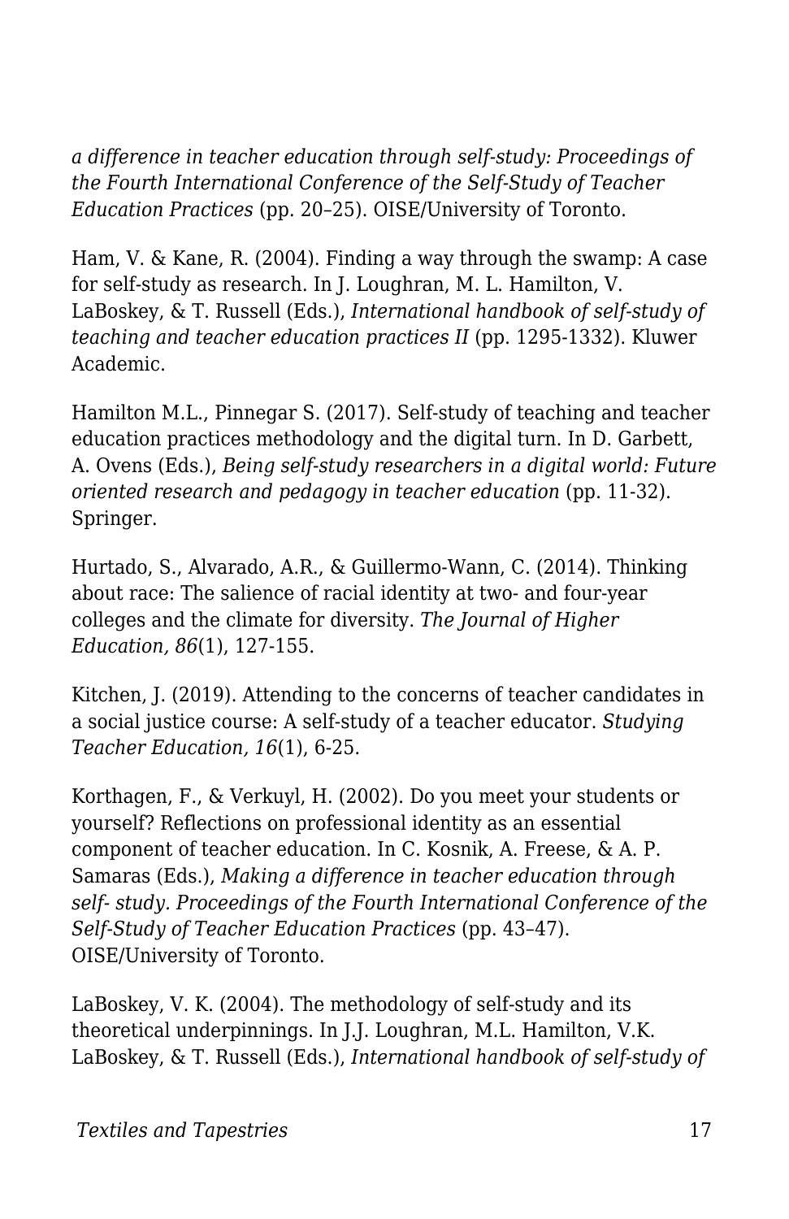*a difference in teacher education through self-study: Proceedings of the Fourth International Conference of the Self-Study of Teacher Education Practices* (pp. 20–25). OISE/University of Toronto.

Ham, V. & Kane, R. (2004). Finding a way through the swamp: A case for self-study as research. In J. Loughran, M. L. Hamilton, V. LaBoskey, & T. Russell (Eds.), *International handbook of self-study of teaching and teacher education practices II* (pp. 1295-1332). Kluwer Academic.

Hamilton M.L., Pinnegar S. (2017). Self-study of teaching and teacher education practices methodology and the digital turn. In D. Garbett, A. Ovens (Eds.), *Being self-study researchers in a digital world: Future oriented research and pedagogy in teacher education* (pp. 11-32). Springer.

Hurtado, S., Alvarado, A.R., & Guillermo-Wann, C. (2014). Thinking about race: The salience of racial identity at two- and four-year colleges and the climate for diversity. *The Journal of Higher Education, 86*(1), 127-155.

Kitchen, J. (2019). Attending to the concerns of teacher candidates in a social justice course: A self-study of a teacher educator. *Studying Teacher Education, 16*(1), 6-25.

Korthagen, F., & Verkuyl, H. (2002). Do you meet your students or yourself? Reflections on professional identity as an essential component of teacher education. In C. Kosnik, A. Freese, & A. P. Samaras (Eds.), *Making a difference in teacher education through self- study. Proceedings of the Fourth International Conference of the Self-Study of Teacher Education Practices* (pp. 43–47). OISE/University of Toronto.

LaBoskey, V. K. (2004). The methodology of self-study and its theoretical underpinnings. In J.J. Loughran, M.L. Hamilton, V.K. LaBoskey, & T. Russell (Eds.), *International handbook of self-study of*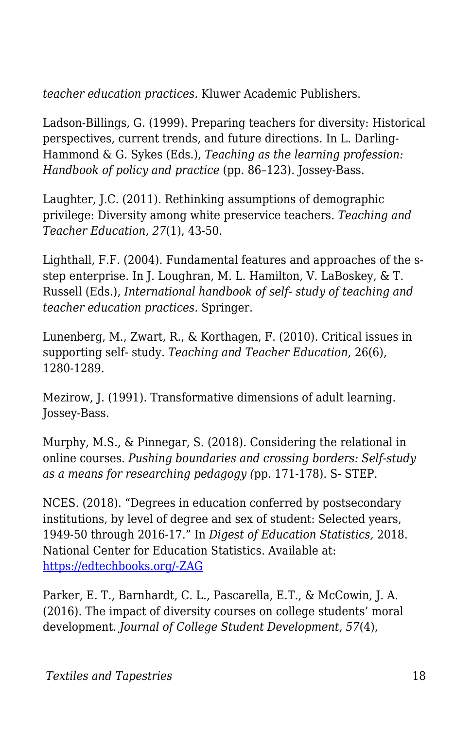*teacher education practices.* Kluwer Academic Publishers.

Ladson-Billings, G. (1999). Preparing teachers for diversity: Historical perspectives, current trends, and future directions. In L. Darling-Hammond & G. Sykes (Eds.), *Teaching as the learning profession: Handbook of policy and practice* (pp. 86–123). Jossey-Bass.

Laughter, J.C. (2011). Rethinking assumptions of demographic privilege: Diversity among white preservice teachers. *Teaching and Teacher Education, 27*(1), 43-50.

Lighthall, F.F. (2004). Fundamental features and approaches of the s-step enterprise. In J. Loughran, M. L. Hamilton, V. LaBoskey, & T. Russell (Eds.), *International handbook of self- study of teaching and teacher education practices.* Springer.

Lunenberg, M., Zwart, R., & Korthagen, F. (2010). Critical issues in supporting self- study. *Teaching and Teacher Education*, 26(6), 1280-1289.

Mezirow, J. (1991). Transformative dimensions of adult learning. Jossey-Bass.

Murphy, M.S., & Pinnegar, S. (2018). Considering the relational in online courses. *Pushing boundaries and crossing borders: Self-study as a means for researching pedagogy (*pp. 171-178). S- STEP.

NCES. (2018). "Degrees in education conferred by postsecondary institutions, by level of degree and sex of student: Selected years, 1949-50 through 2016-17." In *Digest of Education Statistics,* 2018. National Center for Education Statistics. Available at: [https://edtechbooks.org/-ZAG](https://edtechbooks.org/-ZAG)

Parker, E. T., Barnhardt, C. L., Pascarella, E.T., & McCowin, J. A. (2016). The impact of diversity courses on college students' moral development. *Journal of College Student Development, 57*(4),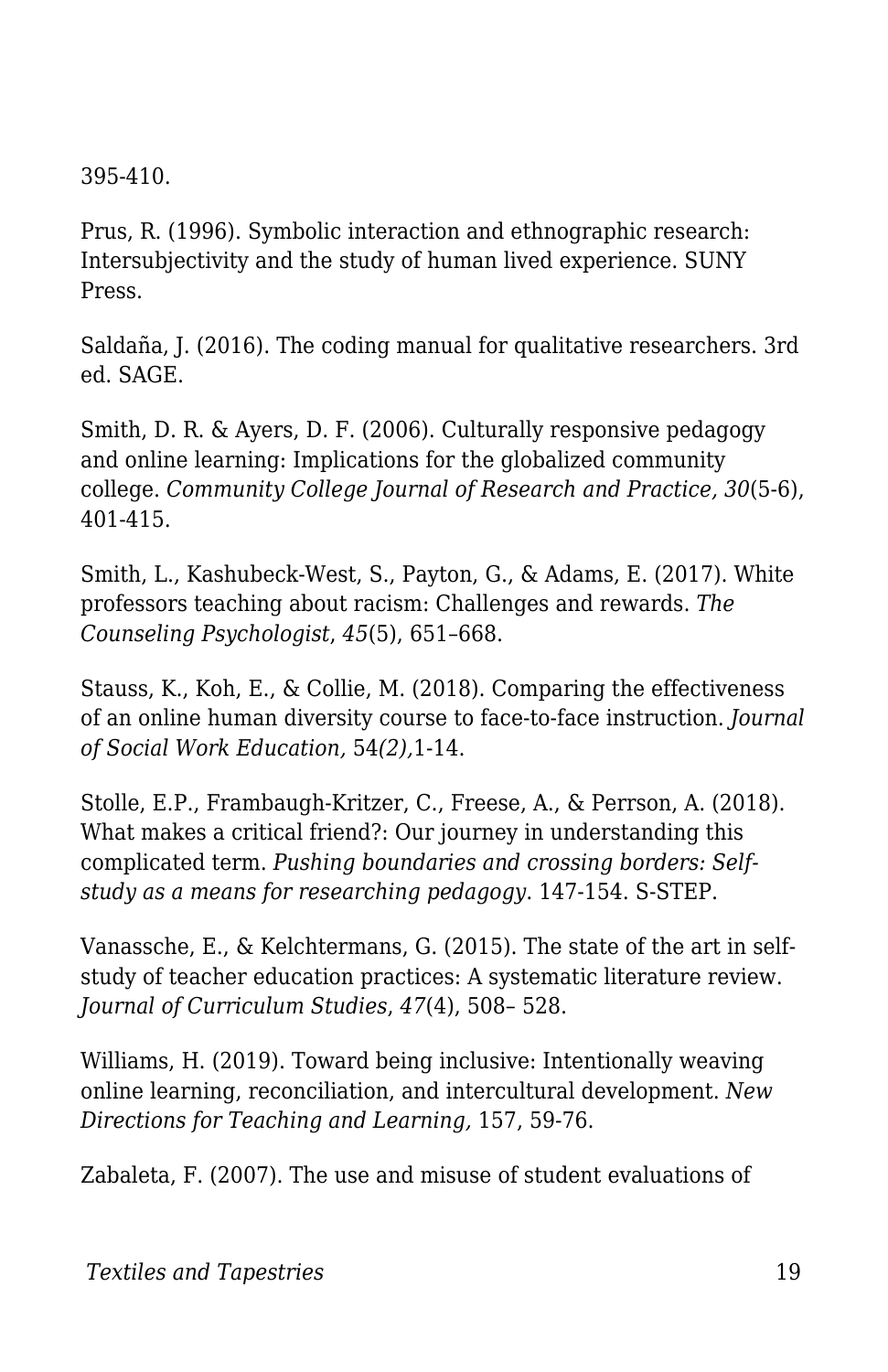395-410.

Prus, R. (1996). Symbolic interaction and ethnographic research: Intersubjectivity and the study of human lived experience. SUNY Press.

Saldaña, J. (2016). The coding manual for qualitative researchers. 3rd ed. SAGE.

Smith, D. R. & Ayers, D. F. (2006). Culturally responsive pedagogy and online learning: Implications for the globalized community college. *Community College Journal of Research and Practice, 30*(5-6), 401-415.

Smith, L., Kashubeck-West, S., Payton, G., & Adams, E. (2017). White professors teaching about racism: Challenges and rewards. *The Counseling Psychologist*, *45*(5), 651–668.

Stauss, K., Koh, E., & Collie, M. (2018). Comparing the effectiveness of an online human diversity course to face-to-face instruction. *Journal of Social Work Education,* 54*(2),*1-14.

Stolle, E.P., Frambaugh-Kritzer, C., Freese, A., & Perrson, A. (2018). What makes a critical friend?: Our journey in understanding this complicated term. *Pushing boundaries and crossing borders: Self-study as a means for researching pedagogy*. 147-154. S-STEP.

Vanassche, E., & Kelchtermans, G. (2015). The state of the art in self-study of teacher education practices: A systematic literature review. *Journal of Curriculum Studies*, *47*(4), 508– 528.

Williams, H. (2019). Toward being inclusive: Intentionally weaving online learning, reconciliation, and intercultural development. *New Directions for Teaching and Learning,* 157, 59-76.

Zabaleta, F. (2007). The use and misuse of student evaluations of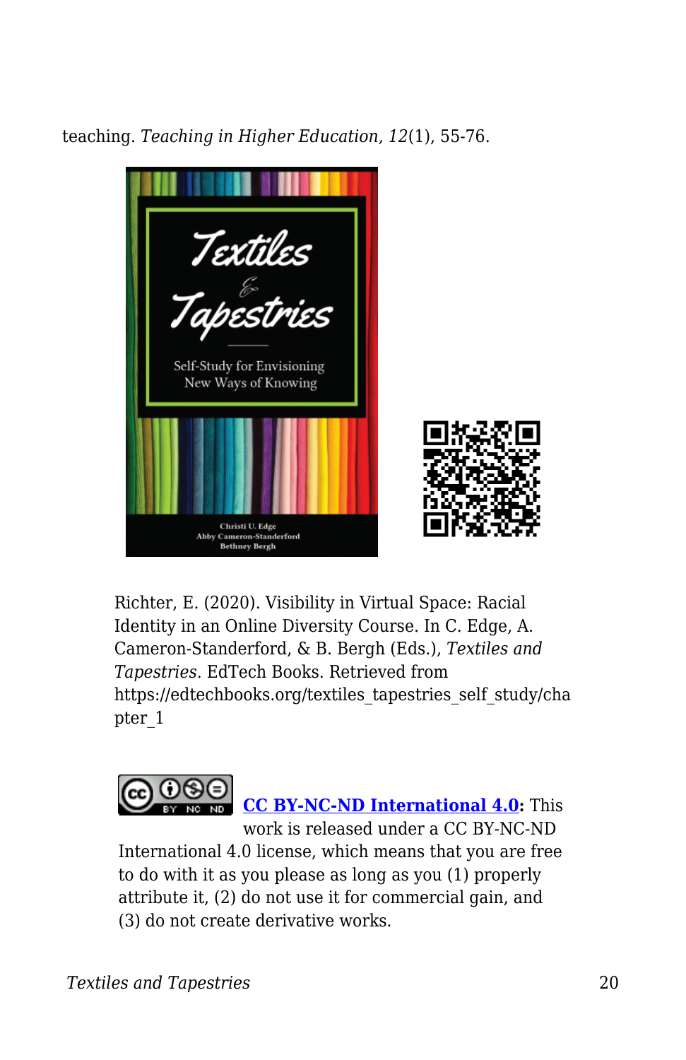teaching. *Teaching in Higher Education, 12*(1), 55-76.

Richter, E. (2020). Visibility in Virtual Space: Racial Identity in an Online Diversity Course. In C. Edge, A. Cameron-Standerford, & B. Bergh (Eds.), *Textiles and Tapestries*. EdTech Books. Retrieved from https://edtechbooks.org/textiles_tapestries_self_study/chapter_1

**[CC BY-NC-ND International 4.0](https://creativecommons.org/licenses/by-nc-nd/4.0/):** This work is released under a CC BY-NC-ND International 4.0 license, which means that you are free to do with it as you please as long as you (1) properly attribute it, (2) do not use it for commercial gain, and (3) do not create derivative works.